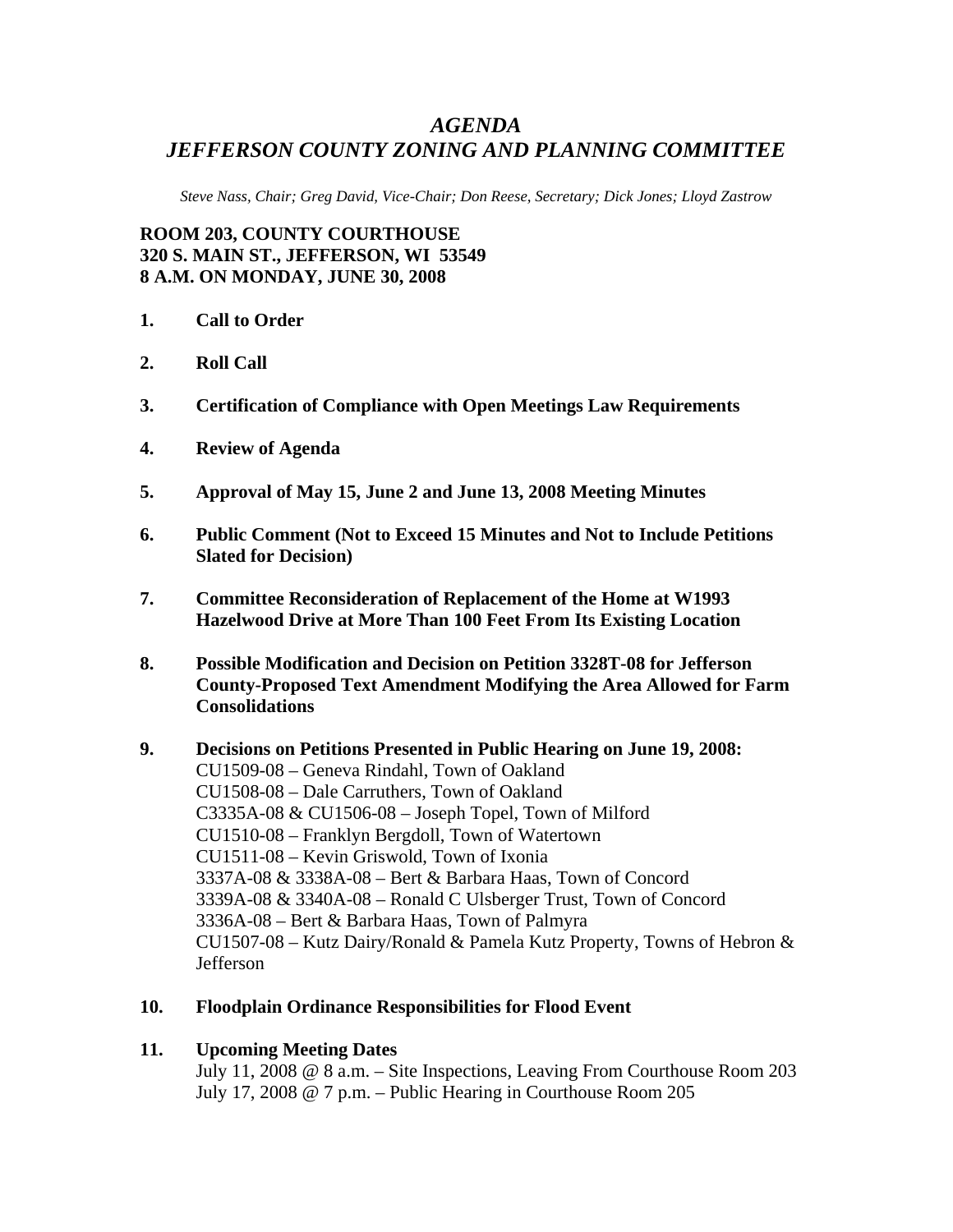# *AGENDA*
# *JEFFERSON COUNTY ZONING AND PLANNING COMMITTEE*

*Steve Nass, Chair; Greg David, Vice-Chair; Don Reese, Secretary; Dick Jones; Lloyd Zastrow*

**ROOM 203, COUNTY COURTHOUSE**
**320 S. MAIN ST., JEFFERSON, WI 53549**
**8 A.M. ON MONDAY, JUNE 30, 2008**

1. **Call to Order**

2. **Roll Call**

3. **Certification of Compliance with Open Meetings Law Requirements**

4. **Review of Agenda**

5. **Approval of May 15, June 2 and June 13, 2008 Meeting Minutes**

6. **Public Comment (Not to Exceed 15 Minutes and Not to Include Petitions Slated for Decision)**

7. **Committee Reconsideration of Replacement of the Home at W1993 Hazelwood Drive at More Than 100 Feet From Its Existing Location**

8. **Possible Modification and Decision on Petition 3328T-08 for Jefferson County-Proposed Text Amendment Modifying the Area Allowed for Farm Consolidations**

9. **Decisions on Petitions Presented in Public Hearing on June 19, 2008:**
   CU1509-08 – Geneva Rindahl, Town of Oakland
   CU1508-08 – Dale Carruthers, Town of Oakland
   C3335A-08 & CU1506-08 – Joseph Topel, Town of Milford
   CU1510-08 – Franklyn Bergdoll, Town of Watertown
   CU1511-08 – Kevin Griswold, Town of Ixonia
   3337A-08 & 3338A-08 – Bert & Barbara Haas, Town of Concord
   3339A-08 & 3340A-08 – Ronald C Ulsberger Trust, Town of Concord
   3336A-08 – Bert & Barbara Haas, Town of Palmyra
   CU1507-08 – Kutz Dairy/Ronald & Pamela Kutz Property, Towns of Hebron & Jefferson

10. **Floodplain Ordinance Responsibilities for Flood Event**

11. **Upcoming Meeting Dates**
    July 11, 2008 @ 8 a.m. – Site Inspections, Leaving From Courthouse Room 203
    July 17, 2008 @ 7 p.m. – Public Hearing in Courthouse Room 205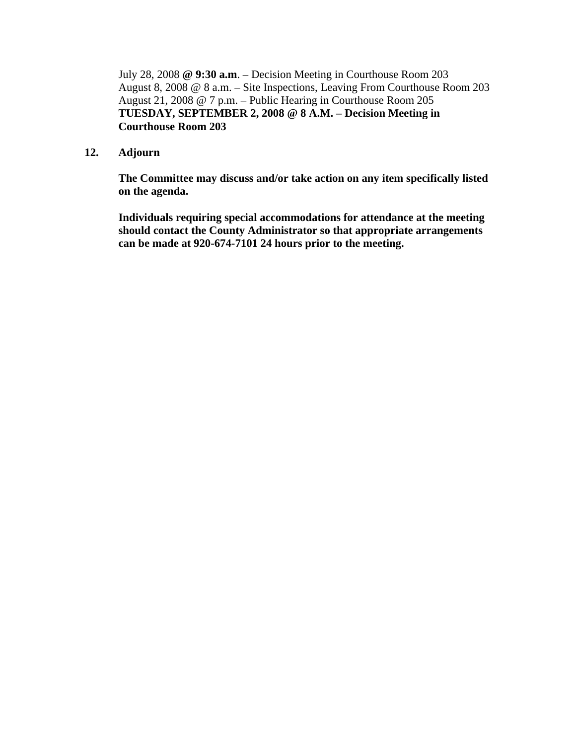July 28, 2008 **@ 9:30 a.m**. – Decision Meeting in Courthouse Room 203
August 8, 2008 @ 8 a.m. – Site Inspections, Leaving From Courthouse Room 203
August 21, 2008 @ 7 p.m. – Public Hearing in Courthouse Room 205
**TUESDAY, SEPTEMBER 2, 2008 @ 8 A.M. – Decision Meeting in Courthouse Room 203**

**12. Adjourn**

**The Committee may discuss and/or take action on any item specifically listed on the agenda.**

**Individuals requiring special accommodations for attendance at the meeting should contact the County Administrator so that appropriate arrangements can be made at 920-674-7101 24 hours prior to the meeting.**